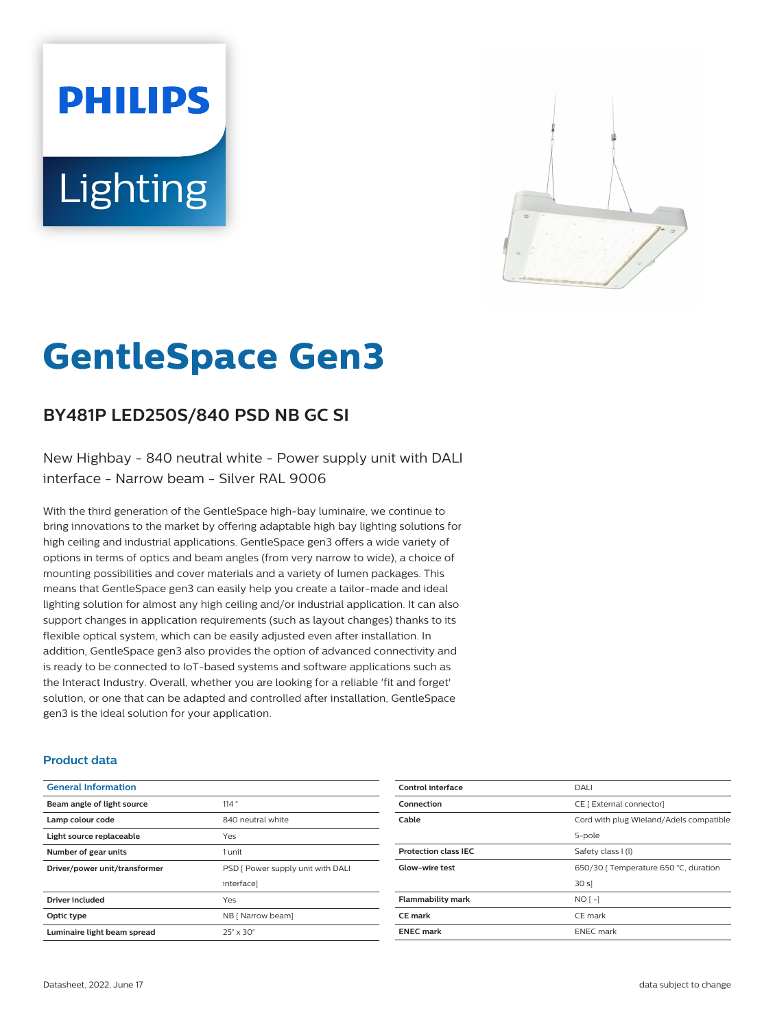PHILIPS

Lighting

# GentleSpace Gen3

## BY481P LED250S/840 PSD NB GC SI

New Highbay - 840 neutral white - Power supply unit with DALI interface - Narrow beam - Silver RAL 9006

With the third generation of the GentleSpace high-bay luminaire, we continue to bring innovations to the market by offering adaptable high bay lighting solutions for high ceiling and industrial applications. GentleSpace gen3 offers a wide variety of options in terms of optics and beam angles (from very narrow to wide), a choice of mounting possibilities and cover materials and a variety of lumen packages. This means that GentleSpace gen3 can easily help you create a tailor-made and ideal lighting solution for almost any high ceiling and/or industrial application. It can also support changes in application requirements (such as layout changes) thanks to its flexible optical system, which can be easily adjusted even after installation. In addition, GentleSpace gen3 also provides the option of advanced connectivity and is ready to be connected to IoT-based systems and software applications such as the Interact Industry. Overall, whether you are looking for a reliable 'fit and forget' solution, or one that can be adapted and controlled after installation, GentleSpace gen3 is the ideal solution for your application.

### Product data

| General Information | |
|---|---|
| Beam angle of light source | 114 ° |
| Lamp colour code | 840 neutral white |
| Light source replaceable | Yes |
| Number of gear units | 1 unit |
| Driver/power unit/transformer | PSD [ Power supply unit with DALI interface] |
| Driver included | Yes |
| Optic type | NB [ Narrow beam] |
| Luminaire light beam spread | 25° x 30° |
| Control interface | DALI |
| Connection | CE [ External connector] |
| Cable | Cord with plug Wieland/Adels compatible 5-pole |
| Protection class IEC | Safety class I (I) |
| Glow-wire test | 650/30 [ Temperature 650 °C, duration 30 s] |
| Flammability mark | NO [ -] |
| CE mark | CE mark |
| ENEC mark | ENEC mark |

Datasheet, 2022, June 17

data subject to change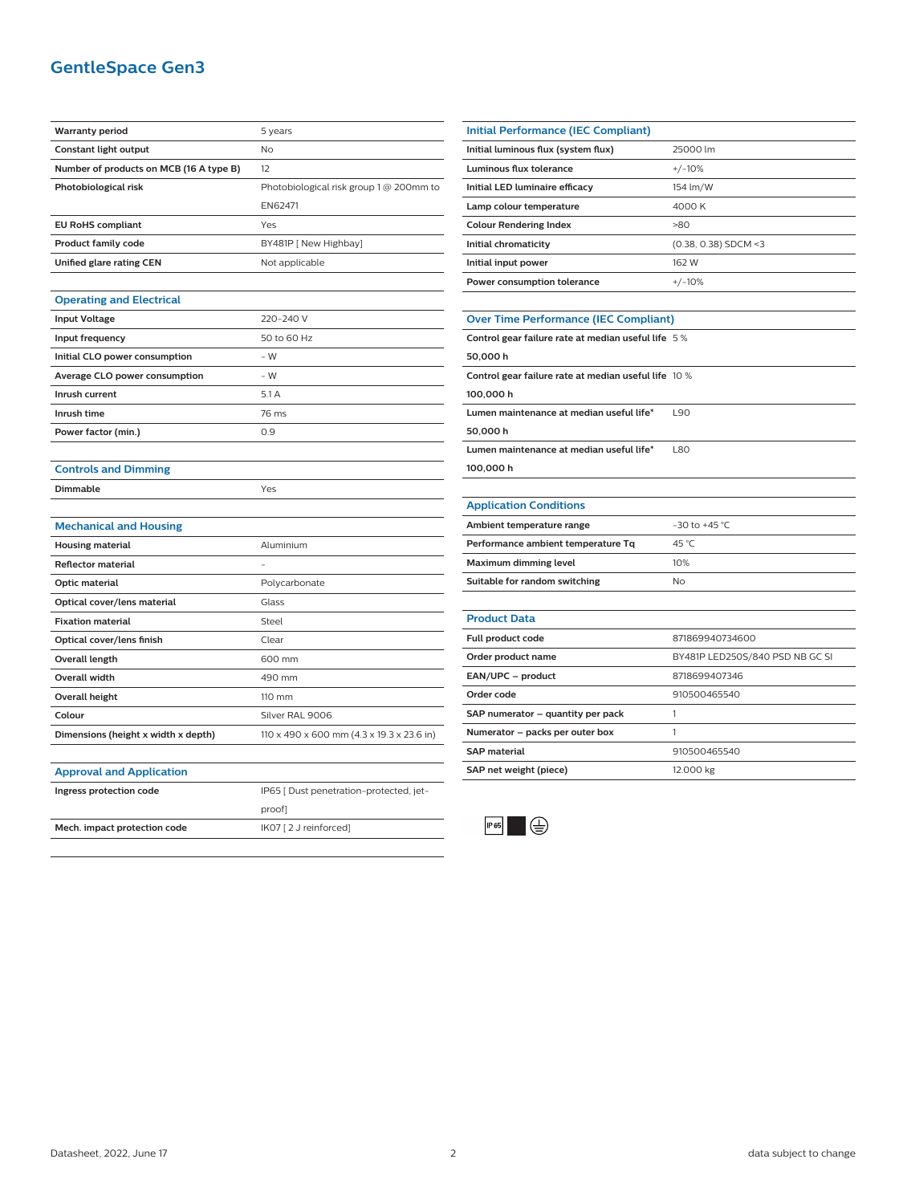## GentleSpace Gen3

| | |
|---|---|
| **Warranty period** | 5 years |
| **Constant light output** | No |
| **Number of products on MCB (16 A type B)** | 12 |
| **Photobiological risk** | Photobiological risk group 1 @ 200mm to EN62471 |
| **EU RoHS compliant** | Yes |
| **Product family code** | BY481P [ New Highbay] |
| **Unified glare rating CEN** | Not applicable |

### Operating and Electrical

| | |
|---|---|
| **Input Voltage** | 220-240 V |
| **Input frequency** | 50 to 60 Hz |
| **Initial CLO power consumption** | - W |
| **Average CLO power consumption** | - W |
| **Inrush current** | 5.1 A |
| **Inrush time** | 76 ms |
| **Power factor (min.)** | 0.9 |

### Controls and Dimming

| | |
|---|---|
| **Dimmable** | Yes |

### Mechanical and Housing

| | |
|---|---|
| **Housing material** | Aluminium |
| **Reflector material** | - |
| **Optic material** | Polycarbonate |
| **Optical cover/lens material** | Glass |
| **Fixation material** | Steel |
| **Optical cover/lens finish** | Clear |
| **Overall length** | 600 mm |
| **Overall width** | 490 mm |
| **Overall height** | 110 mm |
| **Colour** | Silver RAL 9006 |
| **Dimensions (height x width x depth)** | 110 x 490 x 600 mm (4.3 x 19.3 x 23.6 in) |

### Approval and Application

| | |
|---|---|
| **Ingress protection code** | IP65 [ Dust penetration-protected, jet-proof] |
| **Mech. impact protection code** | IK07 [ 2 J reinforced] |

### Initial Performance (IEC Compliant)

| | |
|---|---|
| **Initial luminous flux (system flux)** | 25000 lm |
| **Luminous flux tolerance** | +/-10% |
| **Initial LED luminaire efficacy** | 154 lm/W |
| **Lamp colour temperature** | 4000 K |
| **Colour Rendering Index** | >80 |
| **Initial chromaticity** | (0.38, 0.38) SDCM <3 |
| **Initial input power** | 162 W |
| **Power consumption tolerance** | +/-10% |

### Over Time Performance (IEC Compliant)

| | |
|---|---|
| **Control gear failure rate at median useful life 50,000 h** | 5 % |
| **Control gear failure rate at median useful life 100,000 h** | 10 % |
| **Lumen maintenance at median useful life* 50,000 h** | L90 |
| **Lumen maintenance at median useful life* 100,000 h** | L80 |

### Application Conditions

| | |
|---|---|
| **Ambient temperature range** | -30 to +45 °C |
| **Performance ambient temperature Tq** | 45 °C |
| **Maximum dimming level** | 10% |
| **Suitable for random switching** | No |

### Product Data

| | |
|---|---|
| **Full product code** | 871869940734600 |
| **Order product name** | BY481P LED250S/840 PSD NB GC SI |
| **EAN/UPC – product** | 8718699407346 |
| **Order code** | 910500465540 |
| **SAP numerator – quantity per pack** | 1 |
| **Numerator – packs per outer box** | 1 |
| **SAP material** | 910500465540 |
| **SAP net weight (piece)** | 12.000 kg |

IP65

Datasheet, 2022, June 17

data subject to change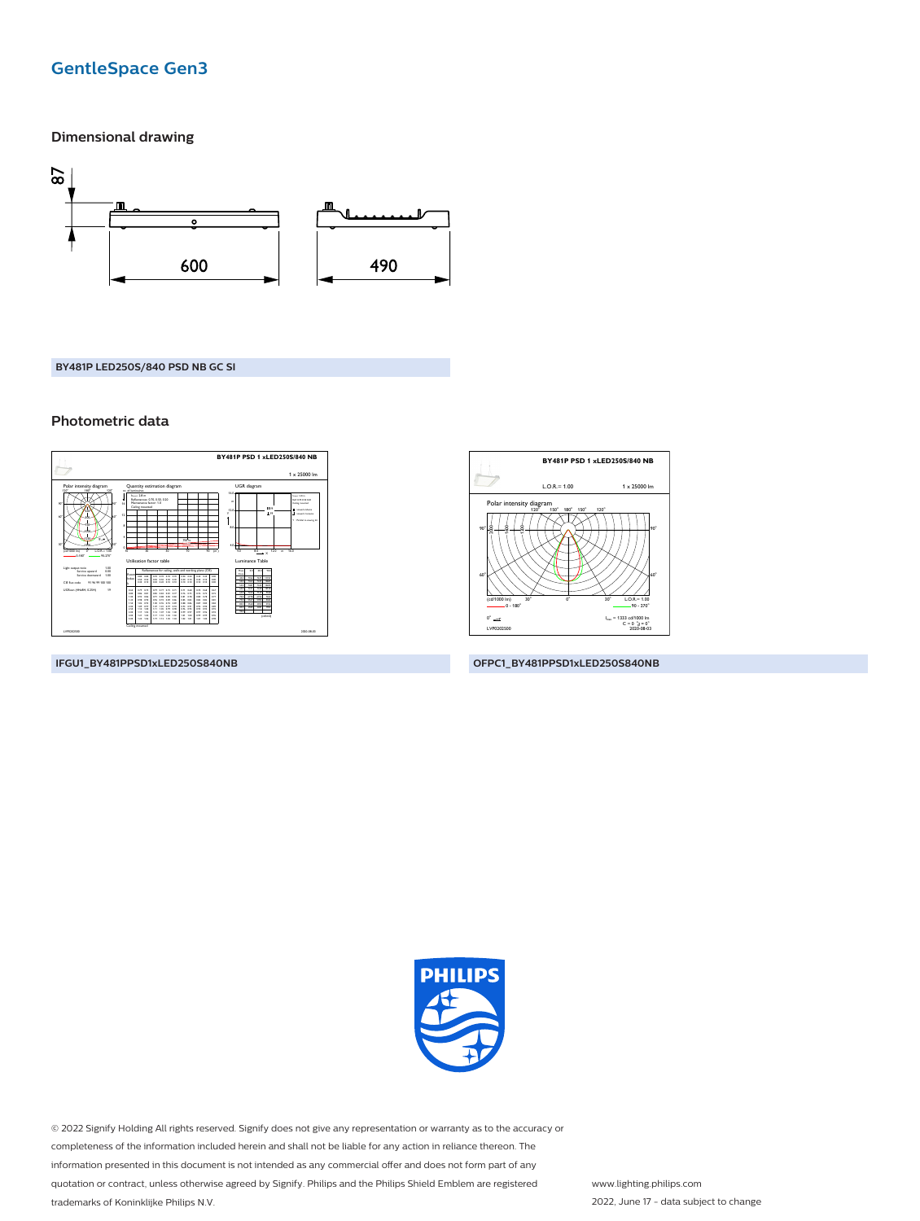## GentleSpace Gen3

### Dimensional drawing

87

600

490

BY481P LED250S/840 PSD NB GC SI

### Photometric data

BY481P PSD 1 xLED250S/840 NB

1 x 25000 lm

IFGU1_BY481PPSD1xLED250S840NB

BY481P PSD 1 xLED250S/840 NB

L.O.R.= 1.00 1 x 25000 lm

Polar intensity diagram

(cd/1000 lm)

0 - 180°

90 - 270°

L.O.R.= 1.00

$I_{max}$ = 1333 cd/1000 lm

C = 0 γ = 0°

2020-08-03

LVP0202500

OFPC1_BY481PPSD1xLED250S840NB

© 2022 Signify Holding All rights reserved. Signify does not give any representation or warranty as to the accuracy or completeness of the information included herein and shall not be liable for any action in reliance thereon. The information presented in this document is not intended as any commercial offer and does not form part of any quotation or contract, unless otherwise agreed by Signify. Philips and the Philips Shield Emblem are registered trademarks of Koninklijke Philips N.V.

www.lighting.philips.com

2022, June 17 - data subject to change